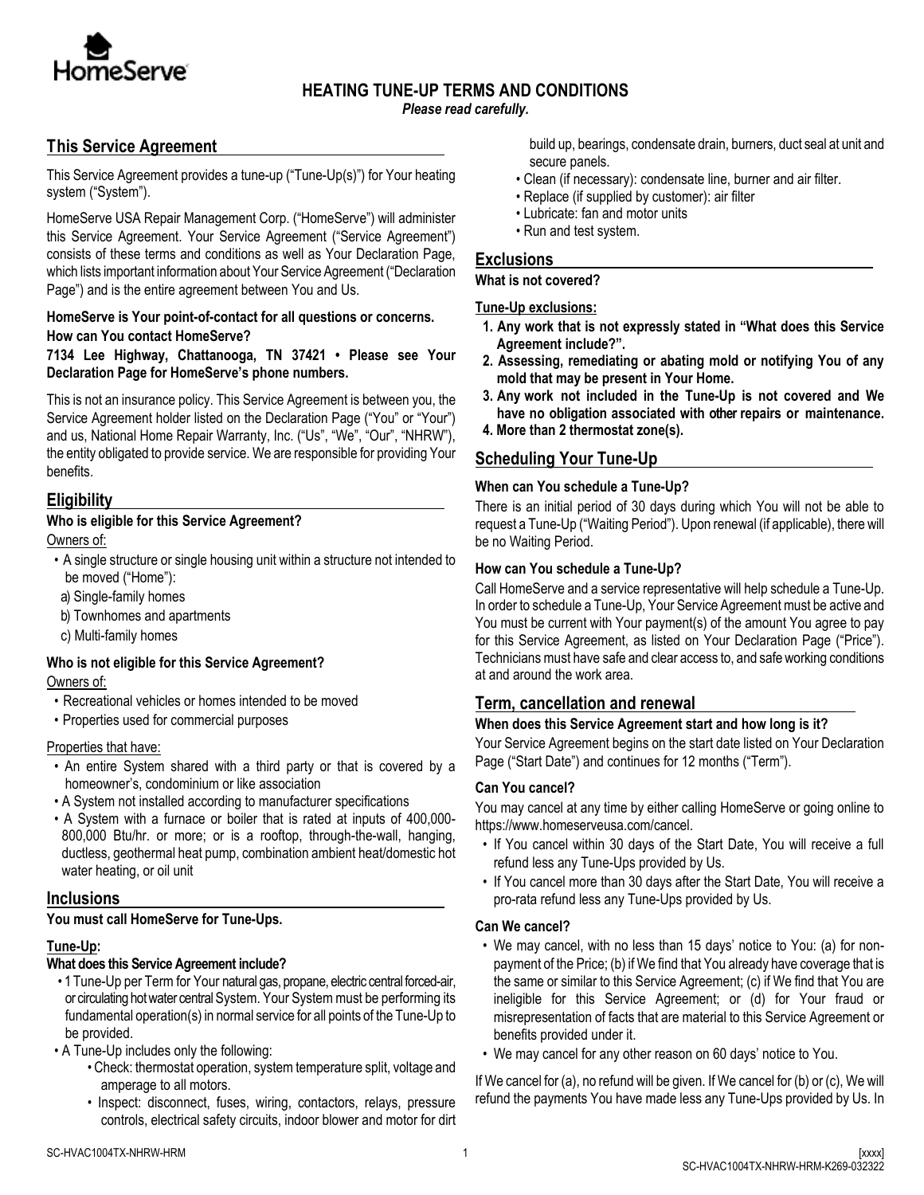# HEATING TUNE-UP TERMS AND CONDITIONS

***Please read carefully.***

## This Service Agreement

This Service Agreement provides a tune-up ("Tune-Up(s)") for Your heating system ("System").

HomeServe USA Repair Management Corp. ("HomeServe") will administer this Service Agreement. Your Service Agreement ("Service Agreement") consists of these terms and conditions as well as Your Declaration Page, which lists important information about Your Service Agreement ("Declaration Page") and is the entire agreement between You and Us.

**HomeServe is Your point-of-contact for all questions or concerns.**
**How can You contact HomeServe?**
**7134 Lee Highway, Chattanooga, TN 37421 • Please see Your Declaration Page for HomeServe's phone numbers.**

This is not an insurance policy. This Service Agreement is between you, the Service Agreement holder listed on the Declaration Page ("You" or "Your") and us, National Home Repair Warranty, Inc. ("Us", "We", "Our", "NHRW"), the entity obligated to provide service. We are responsible for providing Your benefits.

## Eligibility

**Who is eligible for this Service Agreement?**

Owners of:

- A single structure or single housing unit within a structure not intended to be moved ("Home"):
  a) Single-family homes
  b) Townhomes and apartments
  c) Multi-family homes

**Who is not eligible for this Service Agreement?**

Owners of:

- Recreational vehicles or homes intended to be moved
- Properties used for commercial purposes

Properties that have:

- An entire System shared with a third party or that is covered by a homeowner's, condominium or like association
- A System not installed according to manufacturer specifications
- A System with a furnace or boiler that is rated at inputs of 400,000-800,000 Btu/hr. or more; or is a rooftop, through-the-wall, hanging, ductless, geothermal heat pump, combination ambient heat/domestic hot water heating, or oil unit

## Inclusions

**You must call HomeServe for Tune-Ups.**

**Tune-Up:**

**What does this Service Agreement include?**

- 1 Tune-Up per Term for Your natural gas, propane, electric central forced-air, or circulating hot water central System. Your System must be performing its fundamental operation(s) in normal service for all points of the Tune-Up to be provided.
- A Tune-Up includes only the following:
  - Check: thermostat operation, system temperature split, voltage and amperage to all motors.
  - Inspect: disconnect, fuses, wiring, contactors, relays, pressure controls, electrical safety circuits, indoor blower and motor for dirt build up, bearings, condensate drain, burners, duct seal at unit and secure panels.
  - Clean (if necessary): condensate line, burner and air filter.
  - Replace (if supplied by customer): air filter
  - Lubricate: fan and motor units
  - Run and test system.

## Exclusions

**What is not covered?**

**Tune-Up exclusions:**

1. **Any work that is not expressly stated in "What does this Service Agreement include?".**
2. **Assessing, remediating or abating mold or notifying You of any mold that may be present in Your Home.**
3. **Any work not included in the Tune-Up is not covered and We have no obligation associated with other repairs or maintenance.**
4. **More than 2 thermostat zone(s).**

## Scheduling Your Tune-Up

**When can You schedule a Tune-Up?**

There is an initial period of 30 days during which You will not be able to request a Tune-Up ("Waiting Period"). Upon renewal (if applicable), there will be no Waiting Period.

**How can You schedule a Tune-Up?**

Call HomeServe and a service representative will help schedule a Tune-Up. In order to schedule a Tune-Up, Your Service Agreement must be active and You must be current with Your payment(s) of the amount You agree to pay for this Service Agreement, as listed on Your Declaration Page ("Price"). Technicians must have safe and clear access to, and safe working conditions at and around the work area.

## Term, cancellation and renewal

**When does this Service Agreement start and how long is it?**

Your Service Agreement begins on the start date listed on Your Declaration Page ("Start Date") and continues for 12 months ("Term").

**Can You cancel?**

You may cancel at any time by either calling HomeServe or going online to https://www.homeserveusa.com/cancel.

- If You cancel within 30 days of the Start Date, You will receive a full refund less any Tune-Ups provided by Us.
- If You cancel more than 30 days after the Start Date, You will receive a pro-rata refund less any Tune-Ups provided by Us.

**Can We cancel?**

- We may cancel, with no less than 15 days' notice to You: (a) for non-payment of the Price; (b) if We find that You already have coverage that is the same or similar to this Service Agreement; (c) if We find that You are ineligible for this Service Agreement; or (d) for Your fraud or misrepresentation of facts that are material to this Service Agreement or benefits provided under it.
- We may cancel for any other reason on 60 days' notice to You.

If We cancel for (a), no refund will be given. If We cancel for (b) or (c), We will refund the payments You have made less any Tune-Ups provided by Us. In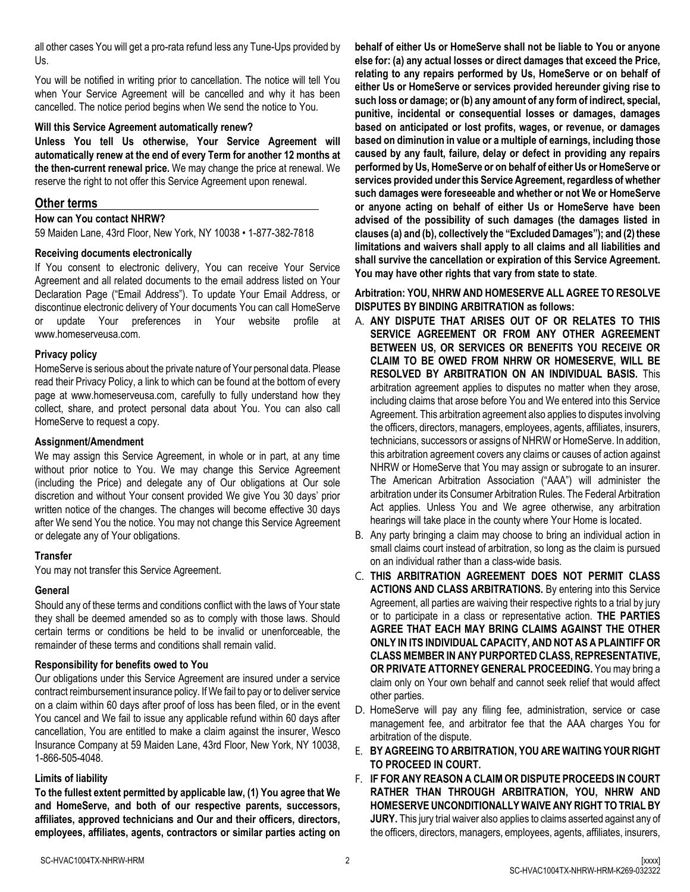all other cases You will get a pro-rata refund less any Tune-Ups provided by Us.

You will be notified in writing prior to cancellation. The notice will tell You when Your Service Agreement will be cancelled and why it has been cancelled. The notice period begins when We send the notice to You.

### Will this Service Agreement automatically renew?

**Unless You tell Us otherwise, Your Service Agreement will automatically renew at the end of every Term for another 12 months at the then-current renewal price.** We may change the price at renewal. We reserve the right to not offer this Service Agreement upon renewal.

## Other terms

### How can You contact NHRW?

59 Maiden Lane, 43rd Floor, New York, NY 10038 • 1-877-382-7818

### Receiving documents electronically

If You consent to electronic delivery, You can receive Your Service Agreement and all related documents to the email address listed on Your Declaration Page ("Email Address"). To update Your Email Address, or discontinue electronic delivery of Your documents You can call HomeServe or update Your preferences in Your website profile at www.homeserveusa.com.

### Privacy policy

HomeServe is serious about the private nature of Your personal data. Please read their Privacy Policy, a link to which can be found at the bottom of every page at www.homeserveusa.com, carefully to fully understand how they collect, share, and protect personal data about You. You can also call HomeServe to request a copy.

### Assignment/Amendment

We may assign this Service Agreement, in whole or in part, at any time without prior notice to You. We may change this Service Agreement (including the Price) and delegate any of Our obligations at Our sole discretion and without Your consent provided We give You 30 days' prior written notice of the changes. The changes will become effective 30 days after We send You the notice. You may not change this Service Agreement or delegate any of Your obligations.

### Transfer

You may not transfer this Service Agreement.

### General

Should any of these terms and conditions conflict with the laws of Your state they shall be deemed amended so as to comply with those laws. Should certain terms or conditions be held to be invalid or unenforceable, the remainder of these terms and conditions shall remain valid.

### Responsibility for benefits owed to You

Our obligations under this Service Agreement are insured under a service contract reimbursement insurance policy. If We fail to pay or to deliver service on a claim within 60 days after proof of loss has been filed, or in the event You cancel and We fail to issue any applicable refund within 60 days after cancellation, You are entitled to make a claim against the insurer, Wesco Insurance Company at 59 Maiden Lane, 43rd Floor, New York, NY 10038, 1-866-505-4048.

### Limits of liability

**To the fullest extent permitted by applicable law, (1) You agree that We and HomeServe, and both of our respective parents, successors, affiliates, approved technicians and Our and their officers, directors, employees, affiliates, agents, contractors or similar parties acting on behalf of either Us or HomeServe shall not be liable to You or anyone else for: (a) any actual losses or direct damages that exceed the Price, relating to any repairs performed by Us, HomeServe or on behalf of either Us or HomeServe or services provided hereunder giving rise to such loss or damage; or (b) any amount of any form of indirect, special, punitive, incidental or consequential losses or damages, damages based on anticipated or lost profits, wages, or revenue, or damages based on diminution in value or a multiple of earnings, including those caused by any fault, failure, delay or defect in providing any repairs performed by Us, HomeServe or on behalf of either Us or HomeServe or services provided under this Service Agreement, regardless of whether such damages were foreseeable and whether or not We or HomeServe or anyone acting on behalf of either Us or HomeServe have been advised of the possibility of such damages (the damages listed in clauses (a) and (b), collectively the "Excluded Damages"); and (2) these limitations and waivers shall apply to all claims and all liabilities and shall survive the cancellation or expiration of this Service Agreement. You may have other rights that vary from state to state**.

**Arbitration: YOU, NHRW AND HOMESERVE ALL AGREE TO RESOLVE DISPUTES BY BINDING ARBITRATION as follows:**

A. **ANY DISPUTE THAT ARISES OUT OF OR RELATES TO THIS SERVICE AGREEMENT OR FROM ANY OTHER AGREEMENT BETWEEN US, OR SERVICES OR BENEFITS YOU RECEIVE OR CLAIM TO BE OWED FROM NHRW OR HOMESERVE, WILL BE RESOLVED BY ARBITRATION ON AN INDIVIDUAL BASIS.** This arbitration agreement applies to disputes no matter when they arose, including claims that arose before You and We entered into this Service Agreement. This arbitration agreement also applies to disputes involving the officers, directors, managers, employees, agents, affiliates, insurers, technicians, successors or assigns of NHRW or HomeServe. In addition, this arbitration agreement covers any claims or causes of action against NHRW or HomeServe that You may assign or subrogate to an insurer. The American Arbitration Association ("AAA") will administer the arbitration under its Consumer Arbitration Rules. The Federal Arbitration Act applies. Unless You and We agree otherwise, any arbitration hearings will take place in the county where Your Home is located.

B. Any party bringing a claim may choose to bring an individual action in small claims court instead of arbitration, so long as the claim is pursued on an individual rather than a class-wide basis.

C. **THIS ARBITRATION AGREEMENT DOES NOT PERMIT CLASS ACTIONS AND CLASS ARBITRATIONS.** By entering into this Service Agreement, all parties are waiving their respective rights to a trial by jury or to participate in a class or representative action. **THE PARTIES AGREE THAT EACH MAY BRING CLAIMS AGAINST THE OTHER ONLY IN ITS INDIVIDUAL CAPACITY, AND NOT AS A PLAINTIFF OR CLASS MEMBER IN ANY PURPORTED CLASS, REPRESENTATIVE, OR PRIVATE ATTORNEY GENERAL PROCEEDING.** You may bring a claim only on Your own behalf and cannot seek relief that would affect other parties.

D. HomeServe will pay any filing fee, administration, service or case management fee, and arbitrator fee that the AAA charges You for arbitration of the dispute.

E. **BY AGREEING TO ARBITRATION, YOU ARE WAITING YOUR RIGHT TO PROCEED IN COURT.**

F. **IF FOR ANY REASON A CLAIM OR DISPUTE PROCEEDS IN COURT RATHER THAN THROUGH ARBITRATION, YOU, NHRW AND HOMESERVE UNCONDITIONALLY WAIVE ANY RIGHT TO TRIAL BY JURY.** This jury trial waiver also applies to claims asserted against any of the officers, directors, managers, employees, agents, affiliates, insurers,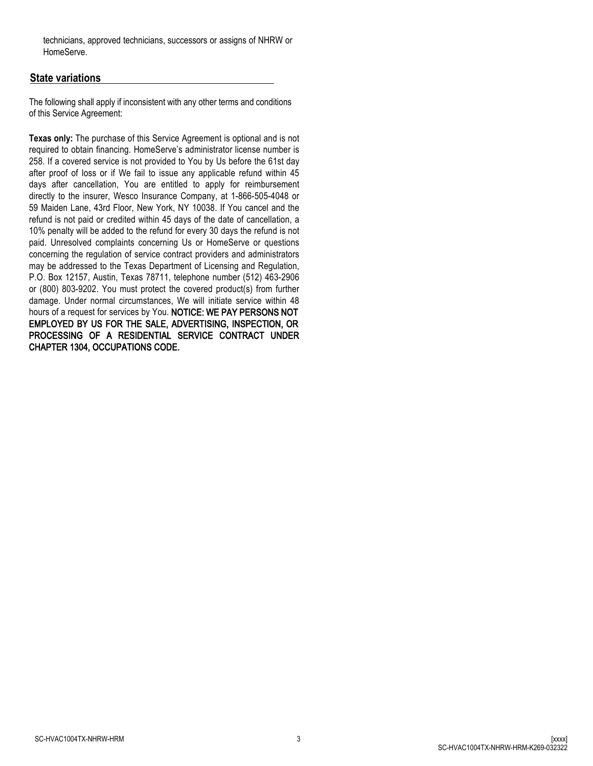technicians, approved technicians, successors or assigns of NHRW or HomeServe.

## State variations

The following shall apply if inconsistent with any other terms and conditions of this Service Agreement:

**Texas only:** The purchase of this Service Agreement is optional and is not required to obtain financing. HomeServe's administrator license number is 258. If a covered service is not provided to You by Us before the 61st day after proof of loss or if We fail to issue any applicable refund within 45 days after cancellation, You are entitled to apply for reimbursement directly to the insurer, Wesco Insurance Company, at 1-866-505-4048 or 59 Maiden Lane, 43rd Floor, New York, NY 10038. If You cancel and the refund is not paid or credited within 45 days of the date of cancellation, a 10% penalty will be added to the refund for every 30 days the refund is not paid. Unresolved complaints concerning Us or HomeServe or questions concerning the regulation of service contract providers and administrators may be addressed to the Texas Department of Licensing and Regulation, P.O. Box 12157, Austin, Texas 78711, telephone number (512) 463-2906 or (800) 803-9202. You must protect the covered product(s) from further damage. Under normal circumstances, We will initiate service within 48 hours of a request for services by You. NOTICE: WE PAY PERSONS NOT EMPLOYED BY US FOR THE SALE, ADVERTISING, INSPECTION, OR PROCESSING OF A RESIDENTIAL SERVICE CONTRACT UNDER CHAPTER 1304, OCCUPATIONS CODE.